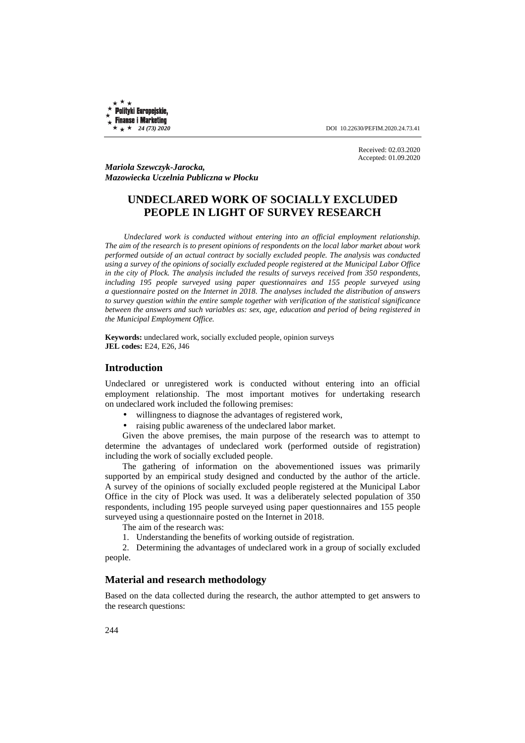Received: 02.03.2020
Accepted: 01.09.2020

***Mariola Szewczyk-Jarocka,***
***Mazowiecka Uczelnia Publiczna w Płocku***

# UNDECLARED WORK OF SOCIALLY EXCLUDED PEOPLE IN LIGHT OF SURVEY RESEARCH

*Undeclared work is conducted without entering into an official employment relationship. The aim of the research is to present opinions of respondents on the local labor market about work performed outside of an actual contract by socially excluded people. The analysis was conducted using a survey of the opinions of socially excluded people registered at the Municipal Labor Office in the city of Plock. The analysis included the results of surveys received from 350 respondents, including 195 people surveyed using paper questionnaires and 155 people surveyed using a questionnaire posted on the Internet in 2018. The analyses included the distribution of answers to survey question within the entire sample together with verification of the statistical significance between the answers and such variables as: sex, age, education and period of being registered in the Municipal Employment Office.*

**Keywords:** undeclared work, socially excluded people, opinion surveys
**JEL codes:** E24, E26, J46

## Introduction

Undeclared or unregistered work is conducted without entering into an official employment relationship. The most important motives for undertaking research on undeclared work included the following premises:

- willingness to diagnose the advantages of registered work,
- raising public awareness of the undeclared labor market.

Given the above premises, the main purpose of the research was to attempt to determine the advantages of undeclared work (performed outside of registration) including the work of socially excluded people.

The gathering of information on the abovementioned issues was primarily supported by an empirical study designed and conducted by the author of the article. A survey of the opinions of socially excluded people registered at the Municipal Labor Office in the city of Plock was used. It was a deliberately selected population of 350 respondents, including 195 people surveyed using paper questionnaires and 155 people surveyed using a questionnaire posted on the Internet in 2018.

The aim of the research was:

1. Understanding the benefits of working outside of registration.
2. Determining the advantages of undeclared work in a group of socially excluded people.

## Material and research methodology

Based on the data collected during the research, the author attempted to get answers to the research questions: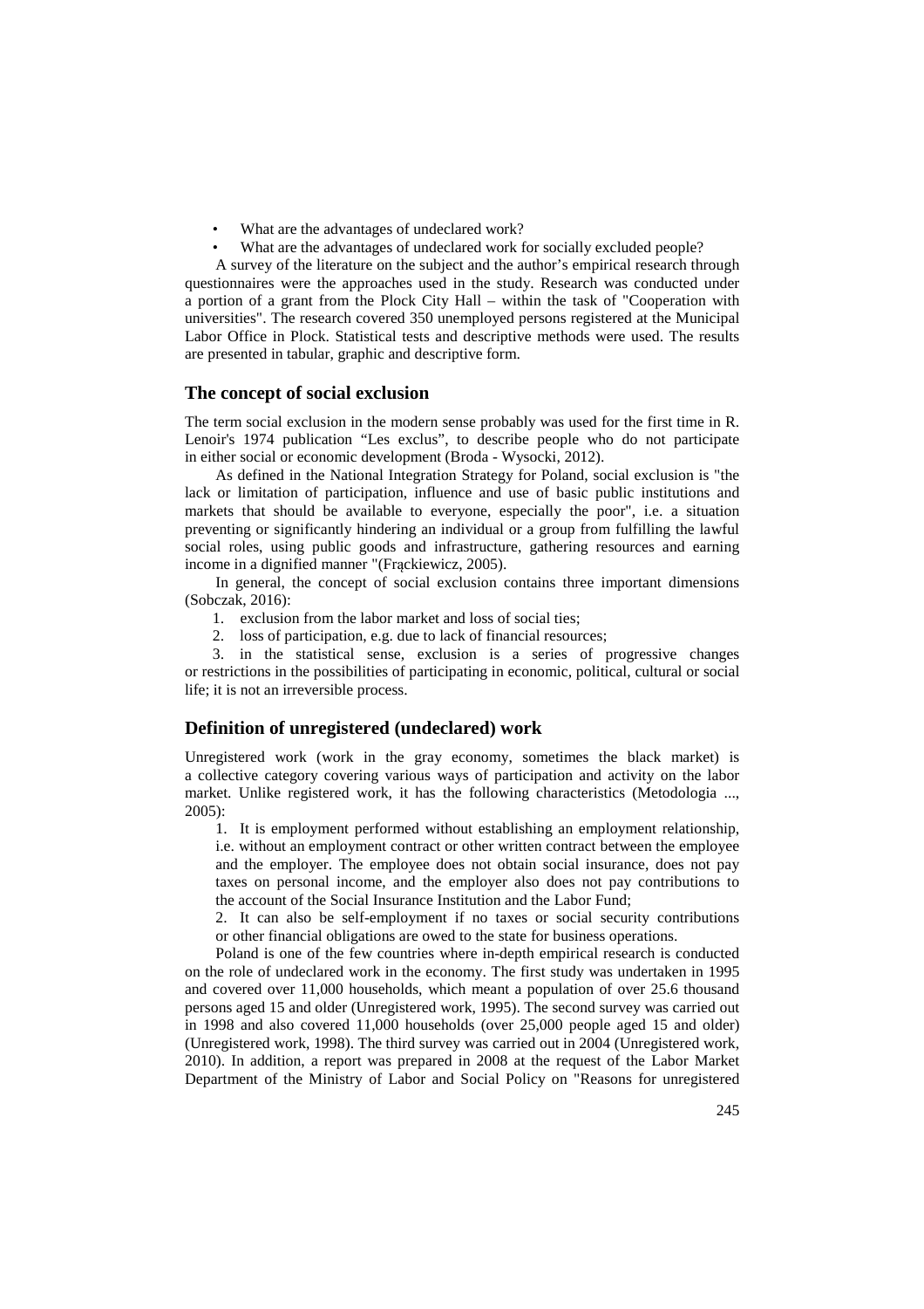- What are the advantages of undeclared work?
- What are the advantages of undeclared work for socially excluded people?

A survey of the literature on the subject and the author's empirical research through questionnaires were the approaches used in the study. Research was conducted under a portion of a grant from the Plock City Hall – within the task of "Cooperation with universities". The research covered 350 unemployed persons registered at the Municipal Labor Office in Plock. Statistical tests and descriptive methods were used. The results are presented in tabular, graphic and descriptive form.

## The concept of social exclusion

The term social exclusion in the modern sense probably was used for the first time in R. Lenoir's 1974 publication "Les exclus", to describe people who do not participate in either social or economic development (Broda - Wysocki, 2012).

As defined in the National Integration Strategy for Poland, social exclusion is "the lack or limitation of participation, influence and use of basic public institutions and markets that should be available to everyone, especially the poor", i.e. a situation preventing or significantly hindering an individual or a group from fulfilling the lawful social roles, using public goods and infrastructure, gathering resources and earning income in a dignified manner "(Frąckiewicz, 2005).

In general, the concept of social exclusion contains three important dimensions (Sobczak, 2016):

1. exclusion from the labor market and loss of social ties;
2. loss of participation, e.g. due to lack of financial resources;
3. in the statistical sense, exclusion is a series of progressive changes or restrictions in the possibilities of participating in economic, political, cultural or social life; it is not an irreversible process.

## Definition of unregistered (undeclared) work

Unregistered work (work in the gray economy, sometimes the black market) is a collective category covering various ways of participation and activity on the labor market. Unlike registered work, it has the following characteristics (Metodologia ..., 2005):

1. It is employment performed without establishing an employment relationship, i.e. without an employment contract or other written contract between the employee and the employer. The employee does not obtain social insurance, does not pay taxes on personal income, and the employer also does not pay contributions to the account of the Social Insurance Institution and the Labor Fund;
2. It can also be self-employment if no taxes or social security contributions or other financial obligations are owed to the state for business operations.

Poland is one of the few countries where in-depth empirical research is conducted on the role of undeclared work in the economy. The first study was undertaken in 1995 and covered over 11,000 households, which meant a population of over 25.6 thousand persons aged 15 and older (Unregistered work, 1995). The second survey was carried out in 1998 and also covered 11,000 households (over 25,000 people aged 15 and older) (Unregistered work, 1998). The third survey was carried out in 2004 (Unregistered work, 2010). In addition, a report was prepared in 2008 at the request of the Labor Market Department of the Ministry of Labor and Social Policy on "Reasons for unregistered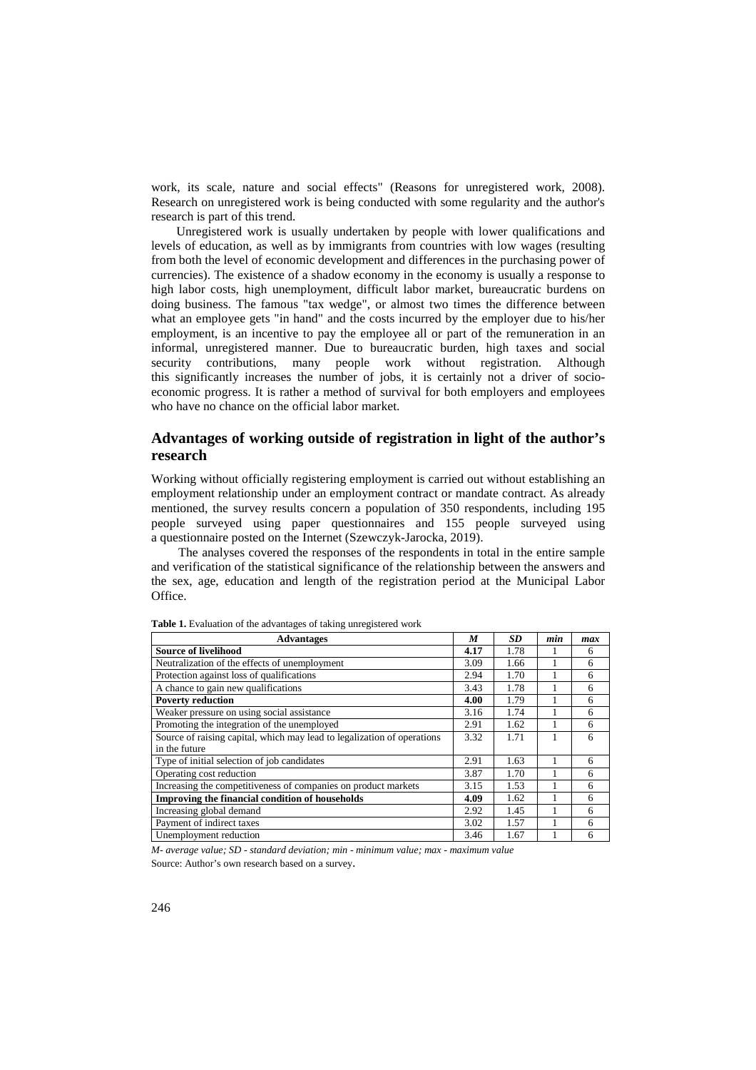work, its scale, nature and social effects" (Reasons for unregistered work, 2008). Research on unregistered work is being conducted with some regularity and the author's research is part of this trend.

Unregistered work is usually undertaken by people with lower qualifications and levels of education, as well as by immigrants from countries with low wages (resulting from both the level of economic development and differences in the purchasing power of currencies). The existence of a shadow economy in the economy is usually a response to high labor costs, high unemployment, difficult labor market, bureaucratic burdens on doing business. The famous "tax wedge", or almost two times the difference between what an employee gets "in hand" and the costs incurred by the employer due to his/her employment, is an incentive to pay the employee all or part of the remuneration in an informal, unregistered manner. Due to bureaucratic burden, high taxes and social security contributions, many people work without registration. Although this significantly increases the number of jobs, it is certainly not a driver of socio-economic progress. It is rather a method of survival for both employers and employees who have no chance on the official labor market.

## Advantages of working outside of registration in light of the author's research

Working without officially registering employment is carried out without establishing an employment relationship under an employment contract or mandate contract. As already mentioned, the survey results concern a population of 350 respondents, including 195 people surveyed using paper questionnaires and 155 people surveyed using a questionnaire posted on the Internet (Szewczyk-Jarocka, 2019).

The analyses covered the responses of the respondents in total in the entire sample and verification of the statistical significance of the relationship between the answers and the sex, age, education and length of the registration period at the Municipal Labor Office.

**Table 1.** Evaluation of the advantages of taking unregistered work

| Advantages | *M* | *SD* | *min* | *max* |
|---|---|---|---|---|
| **Source of livelihood** | **4.17** | 1.78 | 1 | 6 |
| Neutralization of the effects of unemployment | 3.09 | 1.66 | 1 | 6 |
| Protection against loss of qualifications | 2.94 | 1.70 | 1 | 6 |
| A chance to gain new qualifications | 3.43 | 1.78 | 1 | 6 |
| **Poverty reduction** | **4.00** | 1.79 | 1 | 6 |
| Weaker pressure on using social assistance | 3.16 | 1.74 | 1 | 6 |
| Promoting the integration of the unemployed | 2.91 | 1.62 | 1 | 6 |
| Source of raising capital, which may lead to legalization of operations in the future | 3.32 | 1.71 | 1 | 6 |
| Type of initial selection of job candidates | 2.91 | 1.63 | 1 | 6 |
| Operating cost reduction | 3.87 | 1.70 | 1 | 6 |
| Increasing the competitiveness of companies on product markets | 3.15 | 1.53 | 1 | 6 |
| **Improving the financial condition of households** | **4.09** | 1.62 | 1 | 6 |
| Increasing global demand | 2.92 | 1.45 | 1 | 6 |
| Payment of indirect taxes | 3.02 | 1.57 | 1 | 6 |
| Unemployment reduction | 3.46 | 1.67 | 1 | 6 |

*M- average value; SD - standard deviation; min - minimum value; max - maximum value*

Source: Author's own research based on a survey.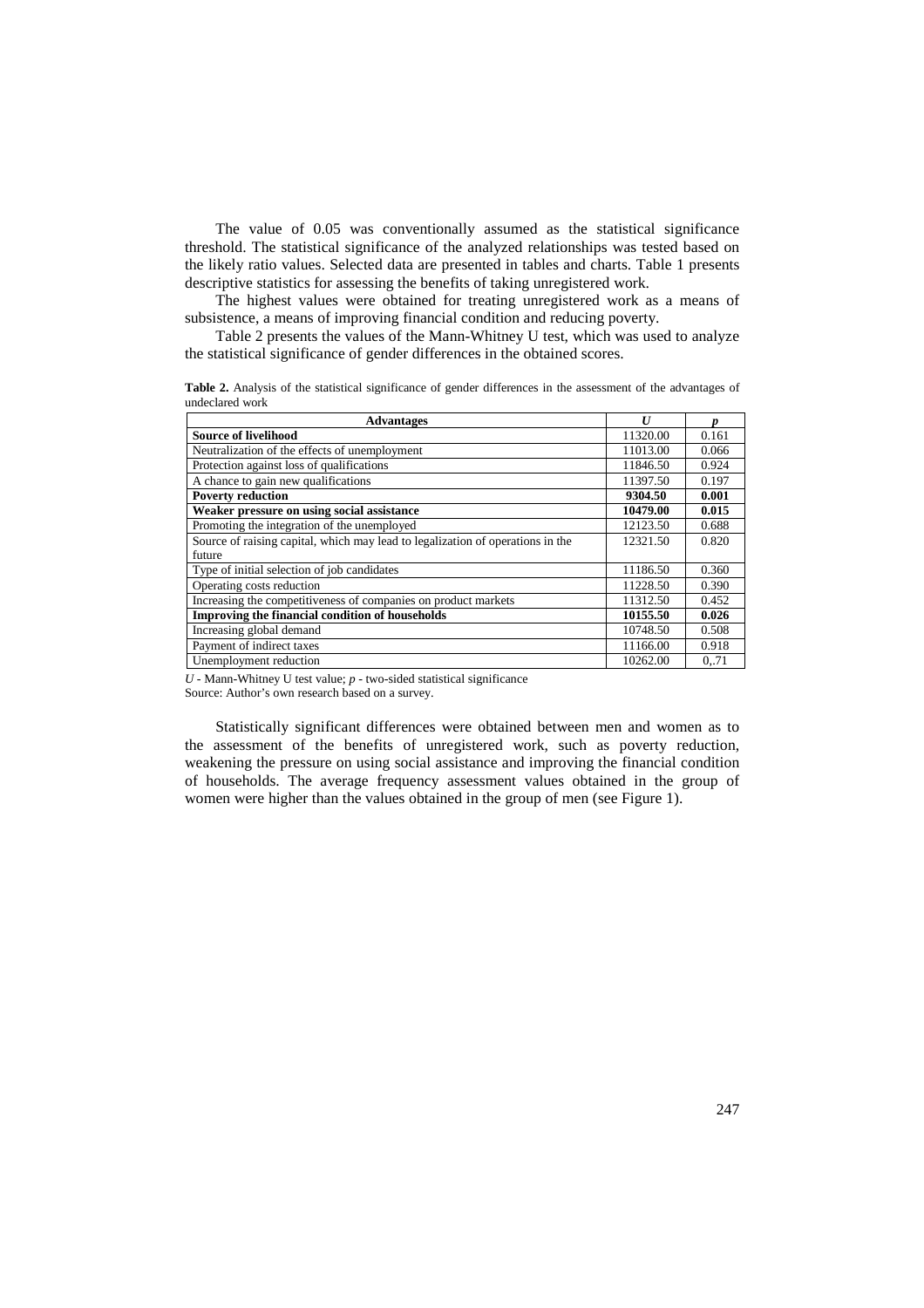The value of 0.05 was conventionally assumed as the statistical significance threshold. The statistical significance of the analyzed relationships was tested based on the likely ratio values. Selected data are presented in tables and charts. Table 1 presents descriptive statistics for assessing the benefits of taking unregistered work.

The highest values were obtained for treating unregistered work as a means of subsistence, a means of improving financial condition and reducing poverty.

Table 2 presents the values of the Mann-Whitney U test, which was used to analyze the statistical significance of gender differences in the obtained scores.

**Table 2.** Analysis of the statistical significance of gender differences in the assessment of the advantages of undeclared work

| Advantages | *U* | *p* |
|---|---|---|
| **Source of livelihood** | 11320.00 | 0.161 |
| Neutralization of the effects of unemployment | 11013.00 | 0.066 |
| Protection against loss of qualifications | 11846.50 | 0.924 |
| A chance to gain new qualifications | 11397.50 | 0.197 |
| **Poverty reduction** | **9304.50** | **0.001** |
| **Weaker pressure on using social assistance** | **10479.00** | **0.015** |
| Promoting the integration of the unemployed | 12123.50 | 0.688 |
| Source of raising capital, which may lead to legalization of operations in the future | 12321.50 | 0.820 |
| Type of initial selection of job candidates | 11186.50 | 0.360 |
| Operating costs reduction | 11228.50 | 0.390 |
| Increasing the competitiveness of companies on product markets | 11312.50 | 0.452 |
| **Improving the financial condition of households** | **10155.50** | **0.026** |
| Increasing global demand | 10748.50 | 0.508 |
| Payment of indirect taxes | 11166.00 | 0.918 |
| Unemployment reduction | 10262.00 | 0,.71 |

*U* - Mann-Whitney U test value; *p* - two-sided statistical significance
Source: Author's own research based on a survey.

Statistically significant differences were obtained between men and women as to the assessment of the benefits of unregistered work, such as poverty reduction, weakening the pressure on using social assistance and improving the financial condition of households. The average frequency assessment values obtained in the group of women were higher than the values obtained in the group of men (see Figure 1).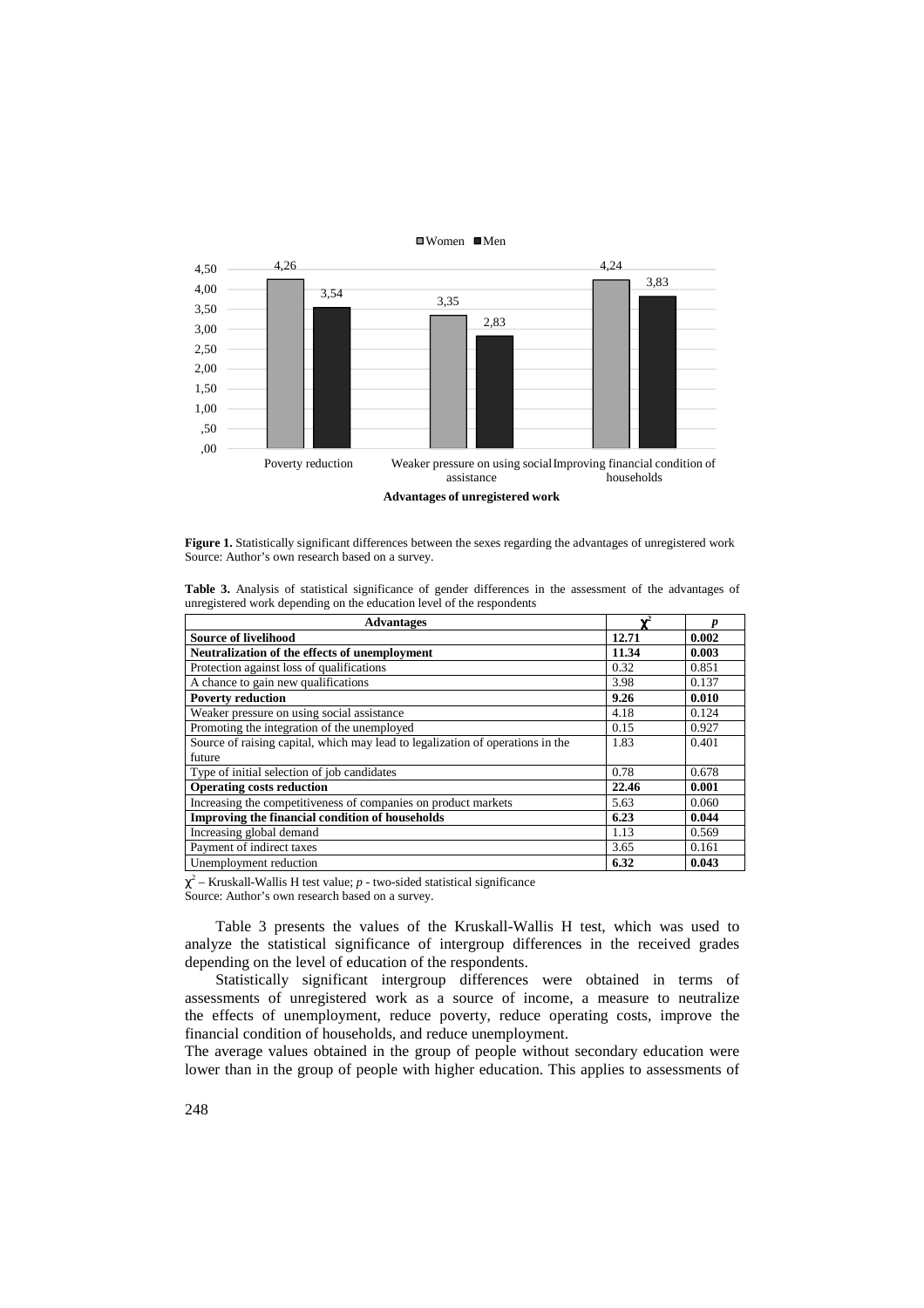**Figure 1.** Statistically significant differences between the sexes regarding the advantages of unregistered work
Source: Author's own research based on a survey.

**Table 3.** Analysis of statistical significance of gender differences in the assessment of the advantages of unregistered work depending on the education level of the respondents

| Advantages | $\chi^2$ | *p* |
|---|---|---|
| **Source of livelihood** | **12.71** | **0.002** |
| **Neutralization of the effects of unemployment** | **11.34** | **0.003** |
| Protection against loss of qualifications | 0.32 | 0.851 |
| A chance to gain new qualifications | 3.98 | 0.137 |
| **Poverty reduction** | **9.26** | **0.010** |
| Weaker pressure on using social assistance | 4.18 | 0.124 |
| Promoting the integration of the unemployed | 0.15 | 0.927 |
| Source of raising capital, which may lead to legalization of operations in the future | 1.83 | 0.401 |
| Type of initial selection of job candidates | 0.78 | 0.678 |
| **Operating costs reduction** | **22.46** | **0.001** |
| Increasing the competitiveness of companies on product markets | 5.63 | 0.060 |
| **Improving the financial condition of households** | **6.23** | **0.044** |
| Increasing global demand | 1.13 | 0.569 |
| Payment of indirect taxes | 3.65 | 0.161 |
| Unemployment reduction | **6.32** | **0.043** |

$\chi^2$ – Kruskall-Wallis H test value; *p* - two-sided statistical significance
Source: Author's own research based on a survey.

Table 3 presents the values of the Kruskall-Wallis H test, which was used to analyze the statistical significance of intergroup differences in the received grades depending on the level of education of the respondents.

Statistically significant intergroup differences were obtained in terms of assessments of unregistered work as a source of income, a measure to neutralize the effects of unemployment, reduce poverty, reduce operating costs, improve the financial condition of households, and reduce unemployment.

The average values obtained in the group of people without secondary education were lower than in the group of people with higher education. This applies to assessments of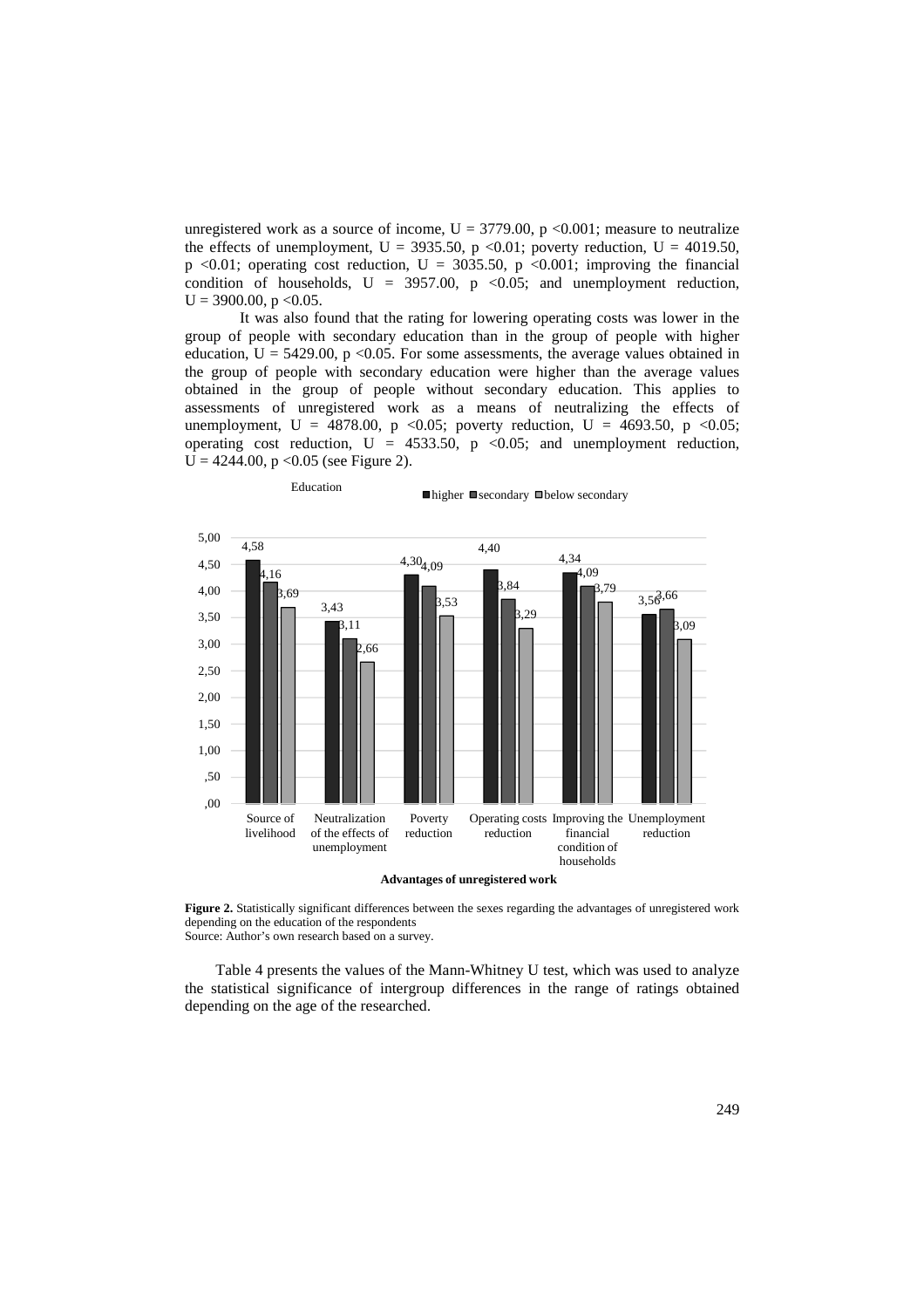unregistered work as a source of income, U = 3779.00, $p < 0.001$; measure to neutralize the effects of unemployment, U = 3935.50, $p < 0.01$; poverty reduction, U = 4019.50, $p < 0.01$; operating cost reduction, U = 3035.50, $p < 0.001$; improving the financial condition of households, U = 3957.00, $p < 0.05$; and unemployment reduction, U = 3900.00, $p < 0.05$.

It was also found that the rating for lowering operating costs was lower in the group of people with secondary education than in the group of people with higher education, U = 5429.00, $p < 0.05$. For some assessments, the average values obtained in the group of people with secondary education were higher than the average values obtained in the group of people without secondary education. This applies to assessments of unregistered work as a means of neutralizing the effects of unemployment, U = 4878.00, $p < 0.05$; poverty reduction, U = 4693.50, $p < 0.05$; operating cost reduction, U = 4533.50, $p < 0.05$; and unemployment reduction, U = 4244.00, $p < 0.05$ (see Figure 2).

Education: higher, secondary, below secondary

| Advantages of unregistered work | higher | secondary | below secondary |
| --- | --- | --- | --- |
| Source of livelihood | 4,58 | 4,16 | 3,69 |
| Neutralization of the effects of unemployment | 3,43 | 3,11 | 2,66 |
| Poverty reduction | 4,30 | 4,09 | 3,53 |
| Operating costs reduction | 4,40 | 3,84 | 3,29 |
| Improving the financial condition of households | 4,34 | 4,09 | 3,79 |
| Unemployment reduction | 3,56 | 3,66 | 3,09 |

**Figure 2.** Statistically significant differences between the sexes regarding the advantages of unregistered work depending on the education of the respondents
Source: Author's own research based on a survey.

Table 4 presents the values of the Mann-Whitney U test, which was used to analyze the statistical significance of intergroup differences in the range of ratings obtained depending on the age of the researched.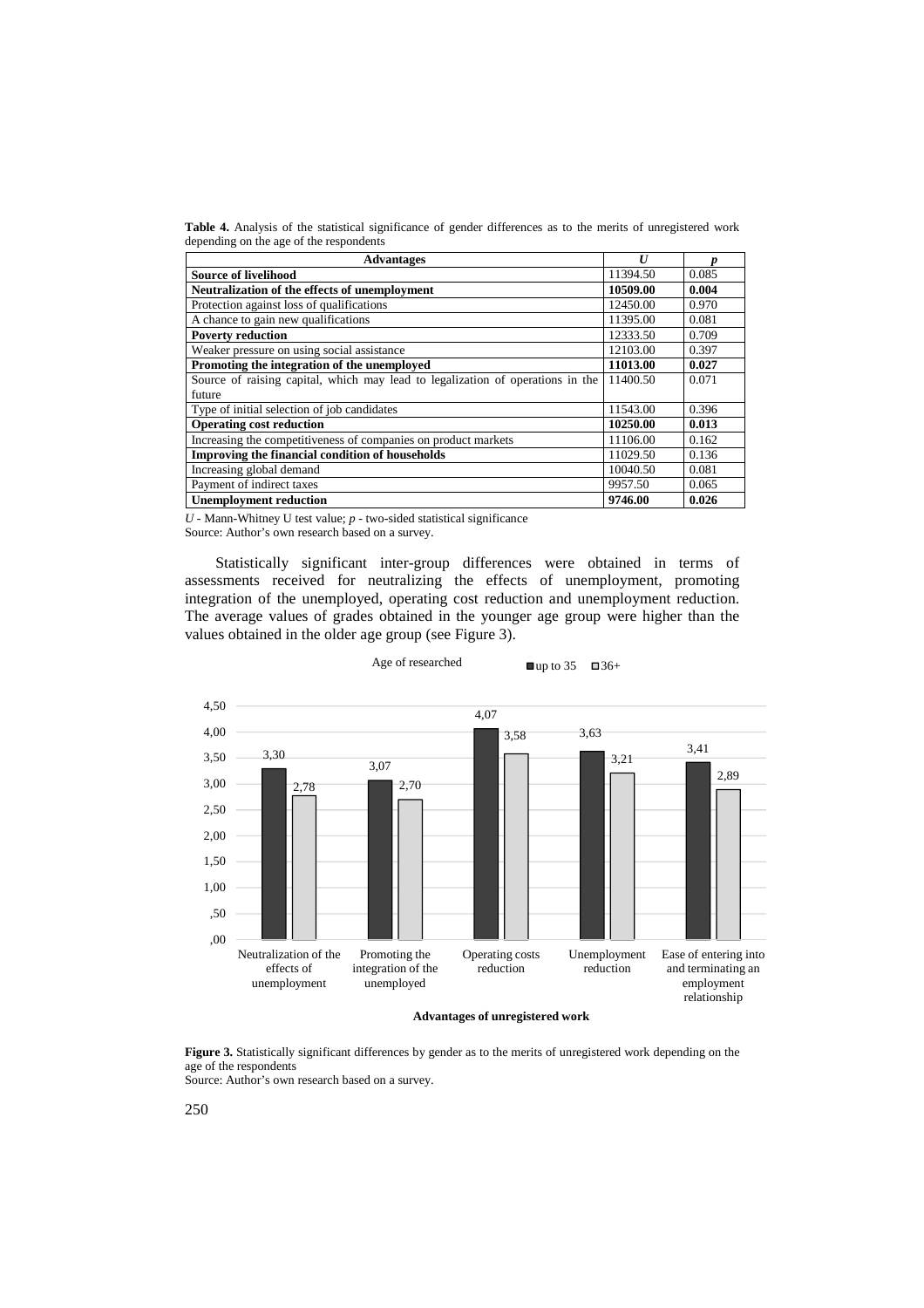**Table 4.** Analysis of the statistical significance of gender differences as to the merits of unregistered work depending on the age of the respondents

| Advantages | *U* | *p* |
|---|---|---|
| **Source of livelihood** | 11394.50 | 0.085 |
| **Neutralization of the effects of unemployment** | **10509.00** | **0.004** |
| Protection against loss of qualifications | 12450.00 | 0.970 |
| A chance to gain new qualifications | 11395.00 | 0.081 |
| **Poverty reduction** | 12333.50 | 0.709 |
| Weaker pressure on using social assistance | 12103.00 | 0.397 |
| **Promoting the integration of the unemployed** | **11013.00** | **0.027** |
| Source of raising capital, which may lead to legalization of operations in the future | 11400.50 | 0.071 |
| Type of initial selection of job candidates | 11543.00 | 0.396 |
| **Operating cost reduction** | **10250.00** | **0.013** |
| Increasing the competitiveness of companies on product markets | 11106.00 | 0.162 |
| **Improving the financial condition of households** | 11029.50 | 0.136 |
| Increasing global demand | 10040.50 | 0.081 |
| Payment of indirect taxes | 9957.50 | 0.065 |
| **Unemployment reduction** | **9746.00** | **0.026** |

*U* - Mann-Whitney U test value; *p* - two-sided statistical significance
Source: Author's own research based on a survey.

Statistically significant inter-group differences were obtained in terms of assessments received for neutralizing the effects of unemployment, promoting integration of the unemployed, operating cost reduction and unemployment reduction. The average values of grades obtained in the younger age group were higher than the values obtained in the older age group (see Figure 3).

| Advantages of unregistered work | up to 35 | 36+ |
|---|---|---|
| Neutralization of the effects of unemployment | 3,30 | 2,78 |
| Promoting the integration of the unemployed | 3,07 | 2,70 |
| Operating costs reduction | 4,07 | 3,58 |
| Unemployment reduction | 3,63 | 3,21 |
| Ease of entering into and terminating an employment relationship | 3,41 | 2,89 |

**Figure 3.** Statistically significant differences by gender as to the merits of unregistered work depending on the age of the respondents
Source: Author's own research based on a survey.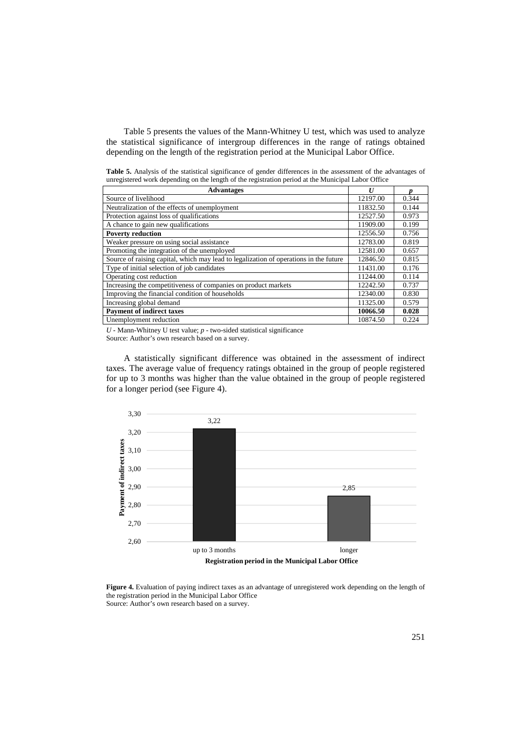Table 5 presents the values of the Mann-Whitney U test, which was used to analyze the statistical significance of intergroup differences in the range of ratings obtained depending on the length of the registration period at the Municipal Labor Office.

**Table 5.** Analysis of the statistical significance of gender differences in the assessment of the advantages of unregistered work depending on the length of the registration period at the Municipal Labor Office

| Advantages | *U* | *p* |
|---|---|---|
| Source of livelihood | 12197.00 | 0.344 |
| Neutralization of the effects of unemployment | 11832.50 | 0.144 |
| Protection against loss of qualifications | 12527.50 | 0.973 |
| A chance to gain new qualifications | 11909.00 | 0.199 |
| **Poverty reduction** | 12556.50 | 0.756 |
| Weaker pressure on using social assistance | 12783.00 | 0.819 |
| Promoting the integration of the unemployed | 12581.00 | 0.657 |
| Source of raising capital, which may lead to legalization of operations in the future | 12846.50 | 0.815 |
| Type of initial selection of job candidates | 11431.00 | 0.176 |
| Operating cost reduction | 11244.00 | 0.114 |
| Increasing the competitiveness of companies on product markets | 12242.50 | 0.737 |
| Improving the financial condition of households | 12340.00 | 0.830 |
| Increasing global demand | 11325.00 | 0.579 |
| **Payment of indirect taxes** | **10066.50** | **0.028** |
| Unemployment reduction | 10874.50 | 0.224 |

*U* - Mann-Whitney U test value; *p* - two-sided statistical significance
Source: Author's own research based on a survey.

A statistically significant difference was obtained in the assessment of indirect taxes. The average value of frequency ratings obtained in the group of people registered for up to 3 months was higher than the value obtained in the group of people registered for a longer period (see Figure 4).

**Figure 4.** Evaluation of paying indirect taxes as an advantage of unregistered work depending on the length of the registration period in the Municipal Labor Office
Source: Author's own research based on a survey.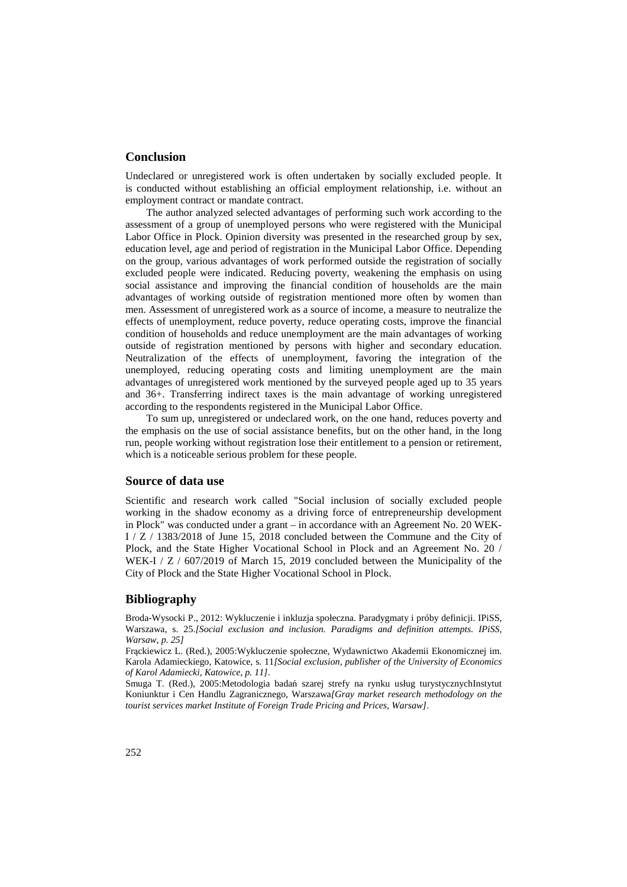## Conclusion

Undeclared or unregistered work is often undertaken by socially excluded people. It is conducted without establishing an official employment relationship, i.e. without an employment contract or mandate contract.

The author analyzed selected advantages of performing such work according to the assessment of a group of unemployed persons who were registered with the Municipal Labor Office in Plock. Opinion diversity was presented in the researched group by sex, education level, age and period of registration in the Municipal Labor Office. Depending on the group, various advantages of work performed outside the registration of socially excluded people were indicated. Reducing poverty, weakening the emphasis on using social assistance and improving the financial condition of households are the main advantages of working outside of registration mentioned more often by women than men. Assessment of unregistered work as a source of income, a measure to neutralize the effects of unemployment, reduce poverty, reduce operating costs, improve the financial condition of households and reduce unemployment are the main advantages of working outside of registration mentioned by persons with higher and secondary education. Neutralization of the effects of unemployment, favoring the integration of the unemployed, reducing operating costs and limiting unemployment are the main advantages of unregistered work mentioned by the surveyed people aged up to 35 years and 36+. Transferring indirect taxes is the main advantage of working unregistered according to the respondents registered in the Municipal Labor Office.

To sum up, unregistered or undeclared work, on the one hand, reduces poverty and the emphasis on the use of social assistance benefits, but on the other hand, in the long run, people working without registration lose their entitlement to a pension or retirement, which is a noticeable serious problem for these people.

## Source of data use

Scientific and research work called "Social inclusion of socially excluded people working in the shadow economy as a driving force of entrepreneurship development in Plock" was conducted under a grant – in accordance with an Agreement No. 20 WEK-I / Z / 1383/2018 of June 15, 2018 concluded between the Commune and the City of Plock, and the State Higher Vocational School in Plock and an Agreement No. 20 / WEK-I / Z / 607/2019 of March 15, 2019 concluded between the Municipality of the City of Plock and the State Higher Vocational School in Plock.

## Bibliography

Broda-Wysocki P., 2012: Wykluczenie i inkluzja społeczna. Paradygmaty i próby definicji. IPiSS, Warszawa, s. 25.*[Social exclusion and inclusion. Paradigms and definition attempts. IPiSS, Warsaw, p. 25]*

Frąckiewicz L. (Red.), 2005:Wykluczenie społeczne, Wydawnictwo Akademii Ekonomicznej im. Karola Adamieckiego, Katowice, s. 11*[Social exclusion, publisher of the University of Economics of Karol Adamiecki, Katowice, p. 11]*.

Smuga T. (Red.), 2005:Metodologia badań szarej strefy na rynku usług turystycznychInstytut Koniunktur i Cen Handlu Zagranicznego, Warszawa*[Gray market research methodology on the tourist services market Institute of Foreign Trade Pricing and Prices, Warsaw]*.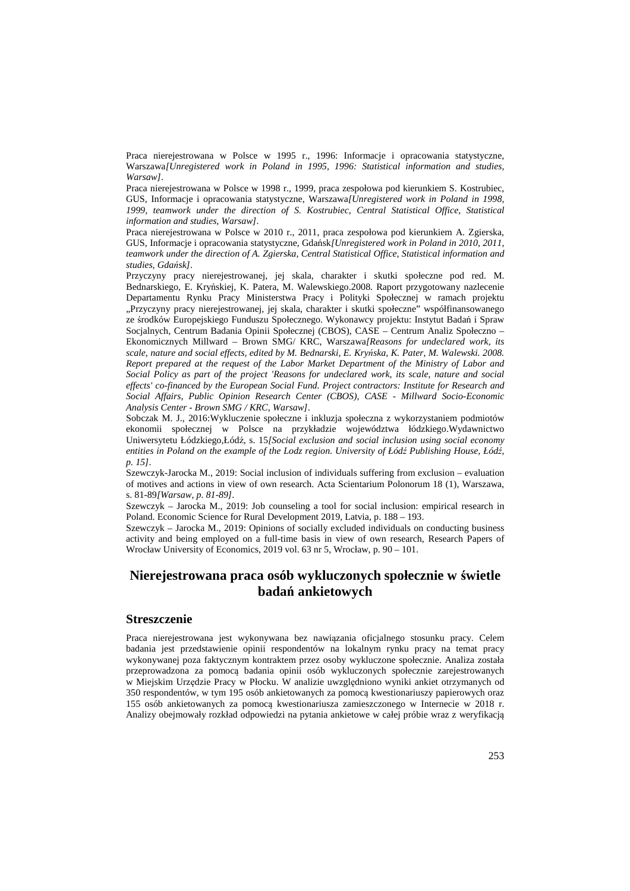Praca nierejestrowana w Polsce w 1995 r., 1996: Informacje i opracowania statystyczne, Warszawa*[Unregistered work in Poland in 1995, 1996: Statistical information and studies, Warsaw]*.

Praca nierejestrowana w Polsce w 1998 r., 1999, praca zespołowa pod kierunkiem S. Kostrubiec, GUS, Informacje i opracowania statystyczne, Warszawa*[Unregistered work in Poland in 1998, 1999, teamwork under the direction of S. Kostrubiec, Central Statistical Office, Statistical information and studies, Warsaw]*.

Praca nierejestrowana w Polsce w 2010 r., 2011, praca zespołowa pod kierunkiem A. Zgierska, GUS, Informacje i opracowania statystyczne, Gdańsk*[Unregistered work in Poland in 2010, 2011, teamwork under the direction of A. Zgierska, Central Statistical Office, Statistical information and studies, Gdańsk]*.

Przyczyny pracy nierejestrowanej, jej skala, charakter i skutki społeczne pod red. M. Bednarskiego, E. Kryńskiej, K. Patera, M. Walewskiego.2008. Raport przygotowany nazlecenie Departamentu Rynku Pracy Ministerstwa Pracy i Polityki Społecznej w ramach projektu „Przyczyny pracy nierejestrowanej, jej skala, charakter i skutki społeczne" współfinansowanego ze środków Europejskiego Funduszu Społecznego. Wykonawcy projektu: Instytut Badań i Spraw Socjalnych, Centrum Badania Opinii Społecznej (CBOS), CASE – Centrum Analiz Społeczno – Ekonomicznych Millward – Brown SMG/ KRC, Warszawa*[Reasons for undeclared work, its scale, nature and social effects, edited by M. Bednarski, E. Kryńska, K. Pater, M. Walewski. 2008. Report prepared at the request of the Labor Market Department of the Ministry of Labor and Social Policy as part of the project 'Reasons for undeclared work, its scale, nature and social effects' co-financed by the European Social Fund. Project contractors: Institute for Research and Social Affairs, Public Opinion Research Center (CBOS), CASE - Millward Socio-Economic Analysis Center - Brown SMG / KRC, Warsaw]*.

Sobczak M. J., 2016:Wykluczenie społeczne i inkluzja społeczna z wykorzystaniem podmiotów ekonomii społecznej w Polsce na przykładzie województwa łódzkiego.Wydawnictwo Uniwersytetu Łódzkiego,Łódź, s. 15*[Social exclusion and social inclusion using social economy entities in Poland on the example of the Lodz region. University of Łódź Publishing House, Łódź, p. 15]*.

Szewczyk-Jarocka M., 2019: Social inclusion of individuals suffering from exclusion – evaluation of motives and actions in view of own research. Acta Scientarium Polonorum 18 (1), Warszawa, s. 81-89*[Warsaw, p. 81-89]*.

Szewczyk – Jarocka M., 2019: Job counseling a tool for social inclusion: empirical research in Poland. Economic Science for Rural Development 2019, Latvia, p. 188 – 193.

Szewczyk – Jarocka M., 2019: Opinions of socially excluded individuals on conducting business activity and being employed on a full-time basis in view of own research, Research Papers of Wrocław University of Economics, 2019 vol. 63 nr 5, Wrocław, p. 90 – 101.

## Nierejestrowana praca osób wykluczonych społecznie w świetle badań ankietowych

### Streszczenie

Praca nierejestrowana jest wykonywana bez nawiązania oficjalnego stosunku pracy. Celem badania jest przedstawienie opinii respondentów na lokalnym rynku pracy na temat pracy wykonywanej poza faktycznym kontraktem przez osoby wykluczone społecznie. Analiza została przeprowadzona za pomocą badania opinii osób wykluczonych społecznie zarejestrowanych w Miejskim Urzędzie Pracy w Płocku. W analizie uwzględniono wyniki ankiet otrzymanych od 350 respondentów, w tym 195 osób ankietowanych za pomocą kwestionariuszy papierowych oraz 155 osób ankietowanych za pomocą kwestionariusza zamieszczonego w Internecie w 2018 r. Analizy obejmowały rozkład odpowiedzi na pytania ankietowe w całej próbie wraz z weryfikacją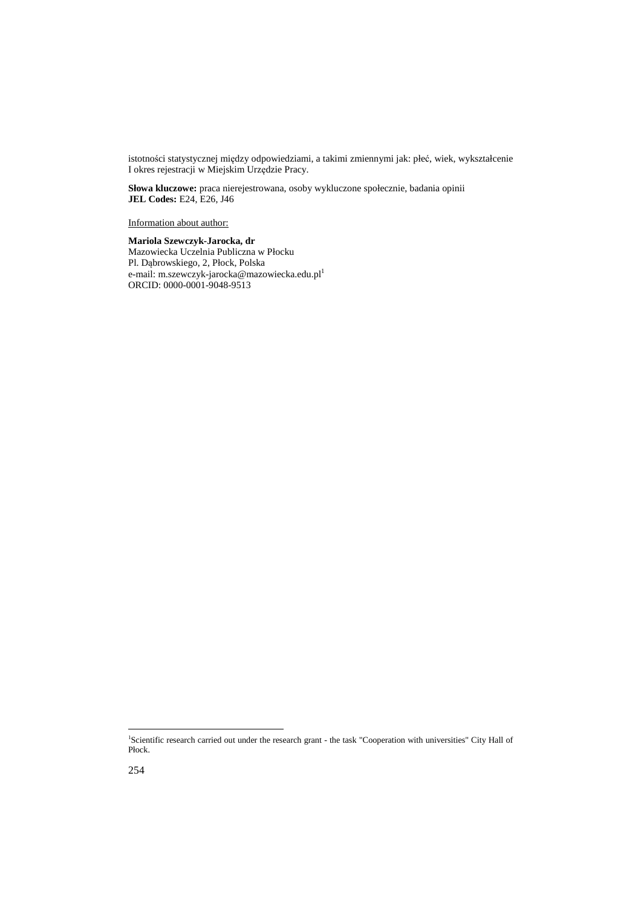istotności statystycznej między odpowiedziami, a takimi zmiennymi jak: płeć, wiek, wykształcenie I okres rejestracji w Miejskim Urzędzie Pracy.

**Słowa kluczowe:** praca nierejestrowana, osoby wykluczone społecznie, badania opinii
**JEL Codes:** E24, E26, J46

Information about author:

**Mariola Szewczyk-Jarocka, dr**
Mazowiecka Uczelnia Publiczna w Płocku
Pl. Dąbrowskiego, 2, Płock, Polska
e-mail: m.szewczyk-jarocka@mazowiecka.edu.pl[1]
ORCID: 0000-0001-9048-9513

[1]Scientific research carried out under the research grant - the task "Cooperation with universities" City Hall of Płock.